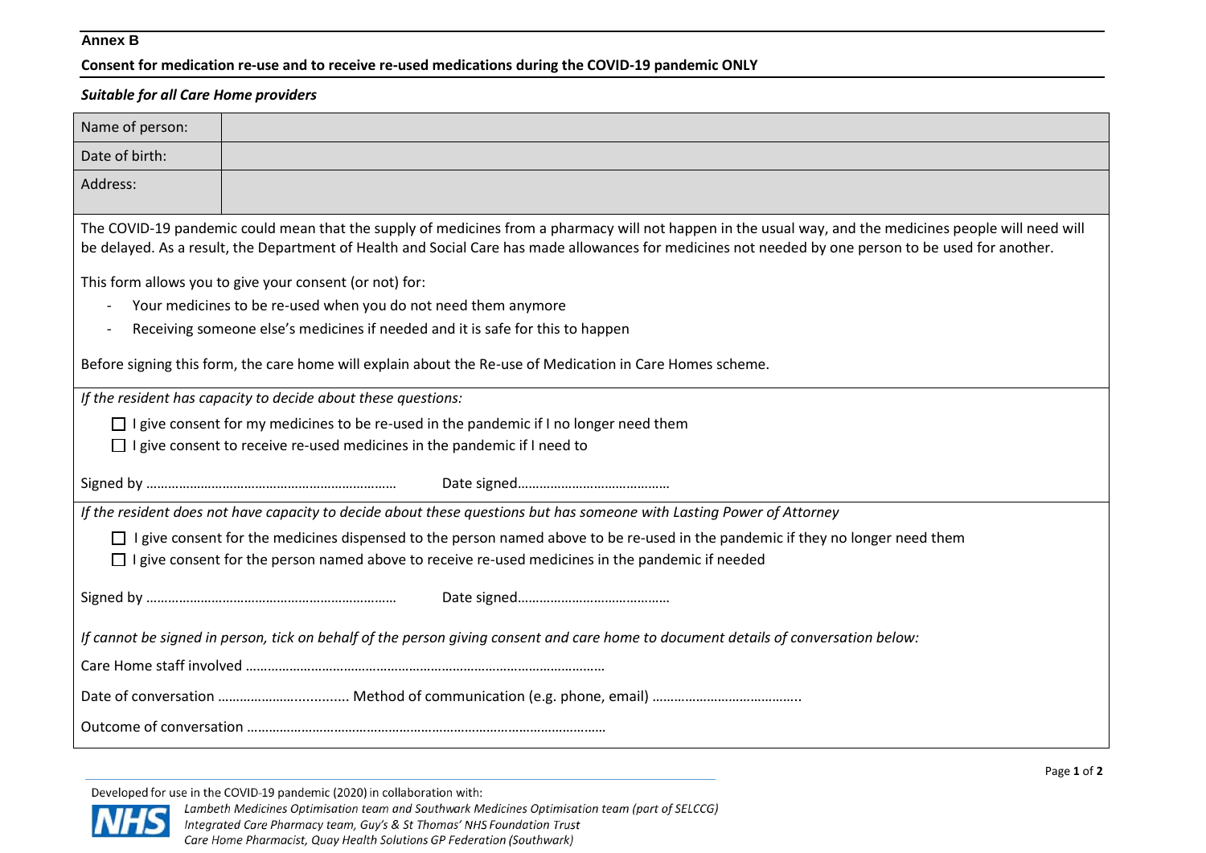**Annex B**

**Consent for medication re-use and to receive re-used medications during the COVID-19 pandemic ONLY**

***Suitable for all Care Home providers***

| Name of person: | |
|---|---|
| Date of birth: | |
| Address: | |

The COVID-19 pandemic could mean that the supply of medicines from a pharmacy will not happen in the usual way, and the medicines people will need will be delayed. As a result, the Department of Health and Social Care has made allowances for medicines not needed by one person to be used for another.

This form allows you to give your consent (or not) for:

- Your medicines to be re-used when you do not need them anymore
- Receiving someone else's medicines if needed and it is safe for this to happen

Before signing this form, the care home will explain about the Re-use of Medication in Care Homes scheme.

*If the resident has capacity to decide about these questions:*

☐ I give consent for my medicines to be re-used in the pandemic if I no longer need them
☐ I give consent to receive re-used medicines in the pandemic if I need to

Signed by …………………………………………………………… Date signed……………………………………

*If the resident does not have capacity to decide about these questions but has someone with Lasting Power of Attorney*

☐ I give consent for the medicines dispensed to the person named above to be re-used in the pandemic if they no longer need them
☐ I give consent for the person named above to receive re-used medicines in the pandemic if needed

Signed by …………………………………………………………… Date signed……………………………………

*If cannot be signed in person, tick on behalf of the person giving consent and care home to document details of conversation below:*

Care Home staff involved ………………………………………………………………………………………

Date of conversation ………………….............. Method of communication (e.g. phone, email) …………………………………..

Outcome of conversation ………………………………………………………………………………………

Developed for use in the COVID-19 pandemic (2020) in collaboration with:

NHS

*Lambeth Medicines Optimisation team and Southwark Medicines Optimisation team (part of SELCCG)*
*Integrated Care Pharmacy team, Guy's & St Thomas' NHS Foundation Trust*
*Care Home Pharmacist, Quay Health Solutions GP Federation (Southwark)*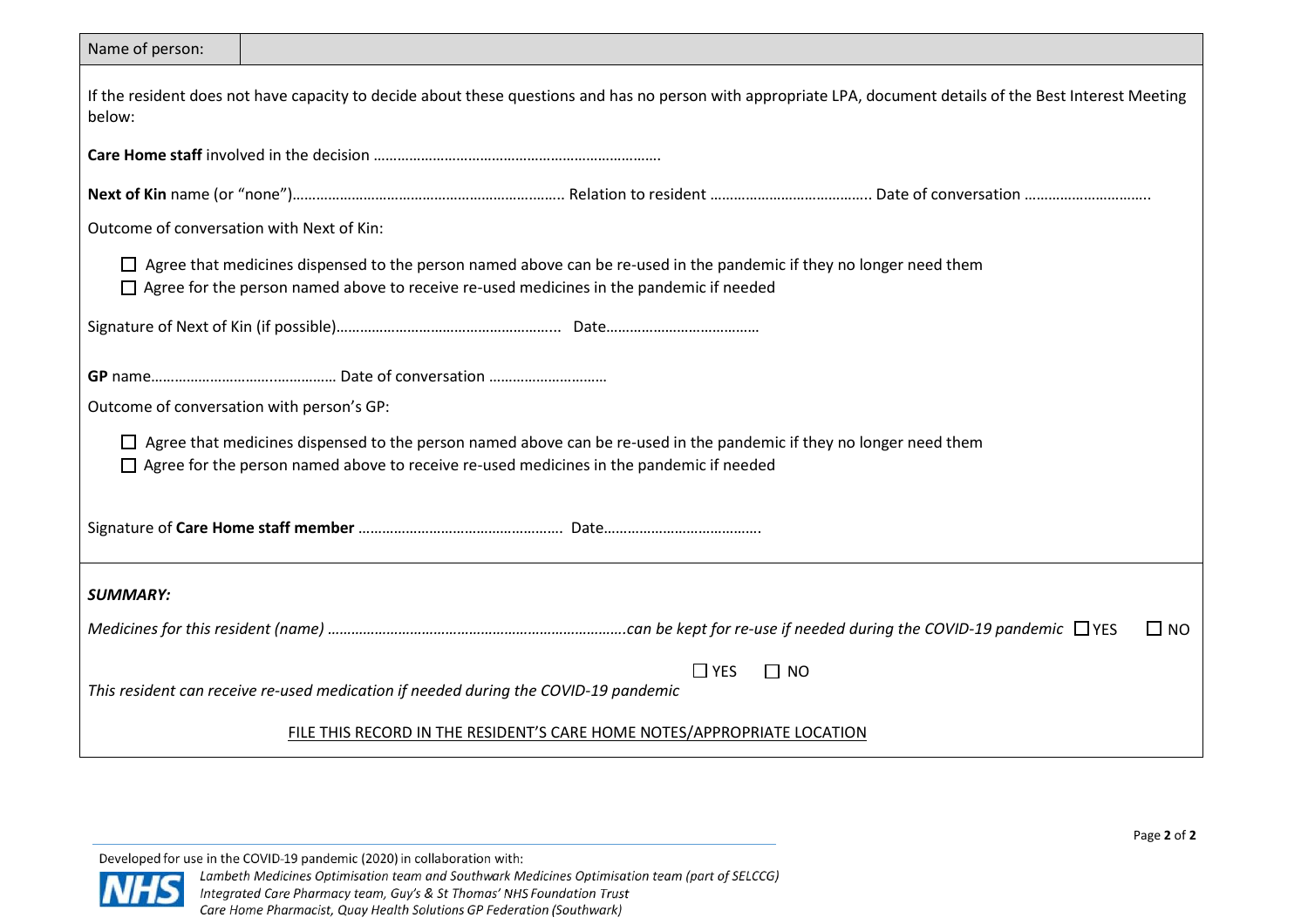| Name of person: | |
|---|---|

If the resident does not have capacity to decide about these questions and has no person with appropriate LPA, document details of the Best Interest Meeting below:

**Care Home staff** involved in the decision ……………………………………………………………….

**Next of Kin** name (or "none")…………………………………………………………... Relation to resident ………………………………….. Date of conversation …………………………..

Outcome of conversation with Next of Kin:

- ☐ Agree that medicines dispensed to the person named above can be re-used in the pandemic if they no longer need them
- ☐ Agree for the person named above to receive re-used medicines in the pandemic if needed

Signature of Next of Kin (if possible)………………………………………………... Date…………………………………

**GP** name……………………….……………. Date of conversation …………………………

Outcome of conversation with person's GP:

- ☐ Agree that medicines dispensed to the person named above can be re-used in the pandemic if they no longer need them
- ☐ Agree for the person named above to receive re-used medicines in the pandemic if needed

Signature of **Care Home staff member** …………………………………………… Date………………………………….

***SUMMARY:***

*Medicines for this resident (name) …………………………………………………………………can be kept for re-use if needed during the COVID-19 pandemic* ☐ YES ☐ NO

*This resident can receive re-used medication if needed during the COVID-19 pandemic* ☐ YES ☐ NO

FILE THIS RECORD IN THE RESIDENT'S CARE HOME NOTES/APPROPRIATE LOCATION

Developed for use in the COVID-19 pandemic (2020) in collaboration with:

NHS

*Lambeth Medicines Optimisation team and Southwark Medicines Optimisation team (part of SELCCG)*
*Integrated Care Pharmacy team, Guy's & St Thomas' NHS Foundation Trust*
*Care Home Pharmacist, Quay Health Solutions GP Federation (Southwark)*